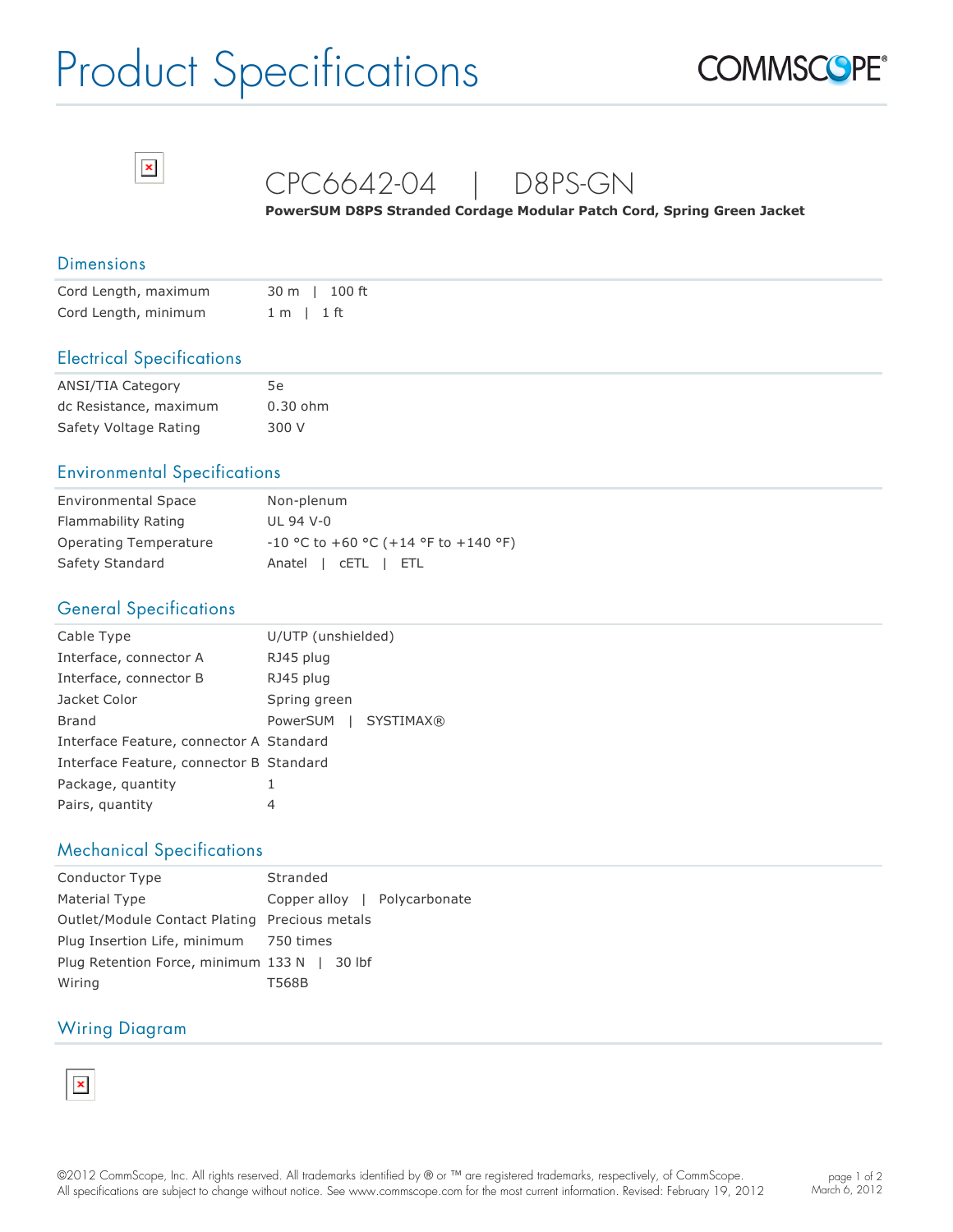# Product Specifications

COMMSCOPE®

## CPC6642-04 | D8PS-GN

**PowerSUM D8PS Stranded Cordage Modular Patch Cord, Spring Green Jacket**

### Dimensions

| | |
|---|---|
| Cord Length, maximum | 30 m \| 100 ft |
| Cord Length, minimum | 1 m \| 1 ft |

### Electrical Specifications

| | |
|---|---|
| ANSI/TIA Category | 5e |
| dc Resistance, maximum | 0.30 ohm |
| Safety Voltage Rating | 300 V |

### Environmental Specifications

| | |
|---|---|
| Environmental Space | Non-plenum |
| Flammability Rating | UL 94 V-0 |
| Operating Temperature | -10 °C to +60 °C (+14 °F to +140 °F) |
| Safety Standard | Anatel \| cETL \| ETL |

### General Specifications

| | |
|---|---|
| Cable Type | U/UTP (unshielded) |
| Interface, connector A | RJ45 plug |
| Interface, connector B | RJ45 plug |
| Jacket Color | Spring green |
| Brand | PowerSUM \| SYSTIMAX® |
| Interface Feature, connector A | Standard |
| Interface Feature, connector B | Standard |
| Package, quantity | 1 |
| Pairs, quantity | 4 |

### Mechanical Specifications

| | |
|---|---|
| Conductor Type | Stranded |
| Material Type | Copper alloy \| Polycarbonate |
| Outlet/Module Contact Plating | Precious metals |
| Plug Insertion Life, minimum | 750 times |
| Plug Retention Force, minimum | 133 N \| 30 lbf |
| Wiring | T568B |

### Wiring Diagram

©2012 CommScope, Inc. All rights reserved. All trademarks identified by ® or ™ are registered trademarks, respectively, of CommScope. All specifications are subject to change without notice. See www.commscope.com for the most current information. Revised: February 19, 2012

March 6, 2012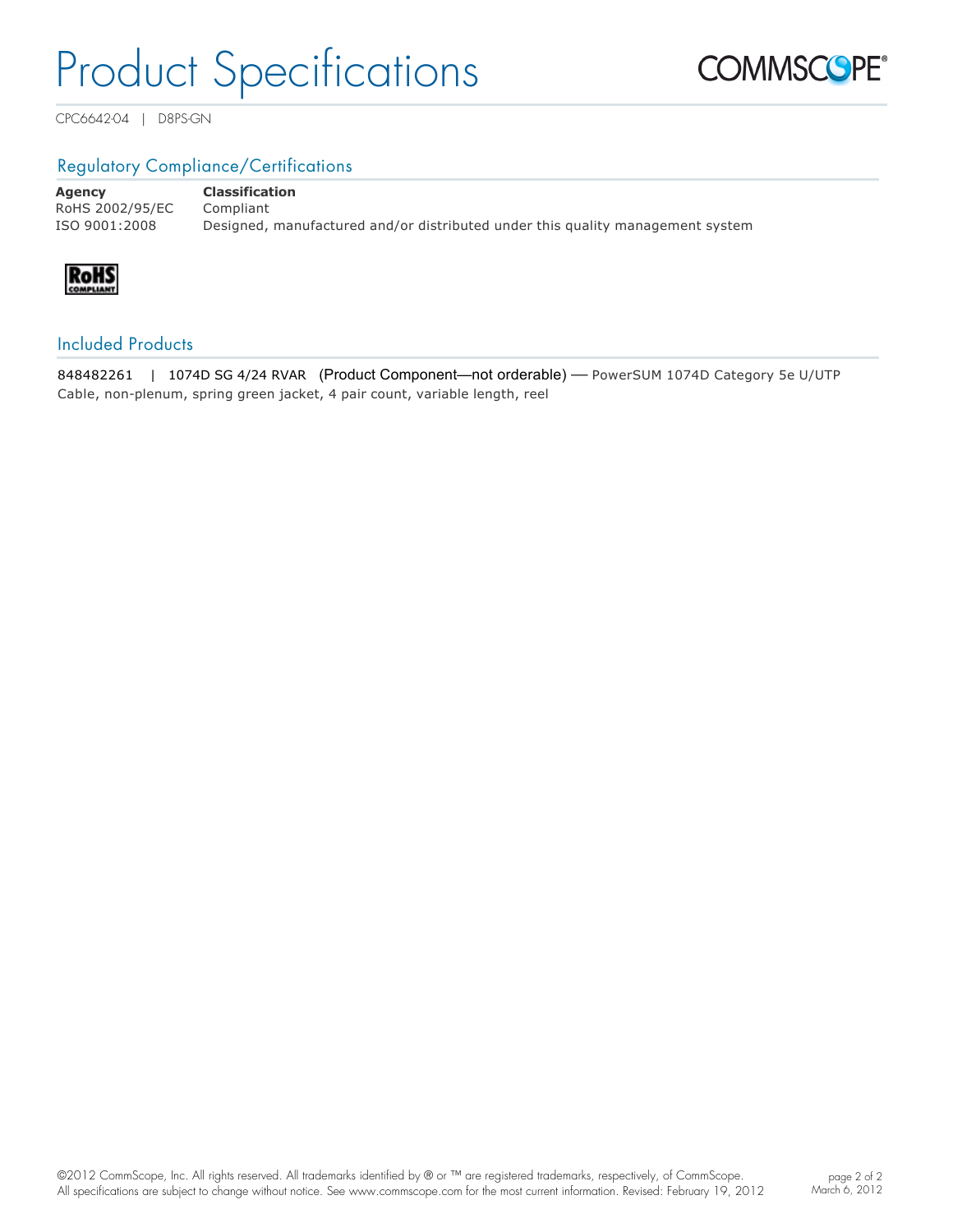# Product Specifications

CPC6642-04 | D8PS-GN

## Regulatory Compliance/Certifications

| Agency | Classification |
|---|---|
| RoHS 2002/95/EC | Compliant |
| ISO 9001:2008 | Designed, manufactured and/or distributed under this quality management system |

## Included Products

848482261 | 1074D SG 4/24 RVAR (Product Component—not orderable) — PowerSUM 1074D Category 5e U/UTP Cable, non-plenum, spring green jacket, 4 pair count, variable length, reel

©2012 CommScope, Inc. All rights reserved. All trademarks identified by ® or ™ are registered trademarks, respectively, of CommScope. All specifications are subject to change without notice. See www.commscope.com for the most current information. Revised: February 19, 2012

March 6, 2012